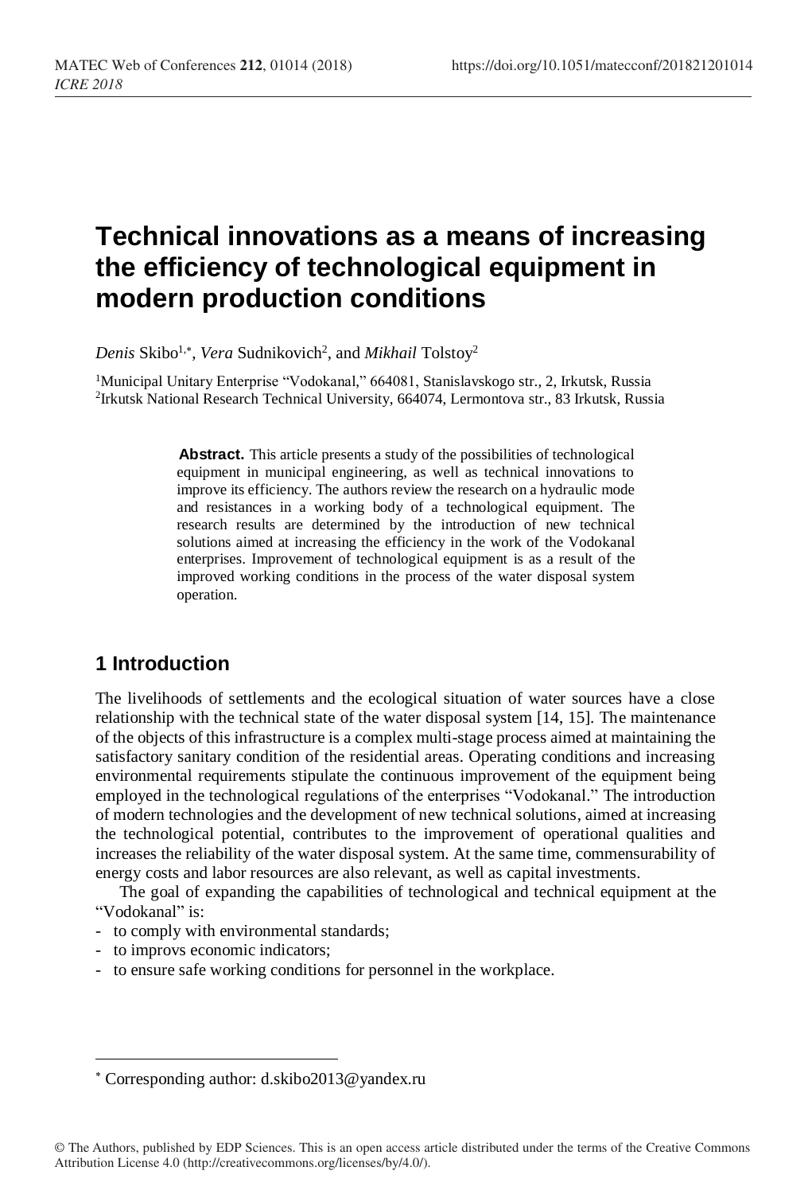# Technical innovations as a means of increasing the efficiency of technological equipment in modern production conditions

*Denis* Skibo[1,*], *Vera* Sudnikovich[2], and *Mikhail* Tolstoy[2]

[1]Municipal Unitary Enterprise "Vodokanal," 664081, Stanislavskogo str., 2, Irkutsk, Russia
[2]Irkutsk National Research Technical University, 664074, Lermontova str., 83 Irkutsk, Russia

**Abstract.** This article presents a study of the possibilities of technological equipment in municipal engineering, as well as technical innovations to improve its efficiency. The authors review the research on a hydraulic mode and resistances in a working body of a technological equipment. The research results are determined by the introduction of new technical solutions aimed at increasing the efficiency in the work of the Vodokanal enterprises. Improvement of technological equipment is as a result of the improved working conditions in the process of the water disposal system operation.

## 1 Introduction

The livelihoods of settlements and the ecological situation of water sources have a close relationship with the technical state of the water disposal system [14, 15]. The maintenance of the objects of this infrastructure is a complex multi-stage process aimed at maintaining the satisfactory sanitary condition of the residential areas. Operating conditions and increasing environmental requirements stipulate the continuous improvement of the equipment being employed in the technological regulations of the enterprises "Vodokanal." The introduction of modern technologies and the development of new technical solutions, aimed at increasing the technological potential, contributes to the improvement of operational qualities and increases the reliability of the water disposal system. At the same time, commensurability of energy costs and labor resources are also relevant, as well as capital investments.

The goal of expanding the capabilities of technological and technical equipment at the "Vodokanal" is:

- to comply with environmental standards;
- to improvs economic indicators;
- to ensure safe working conditions for personnel in the workplace.

* Corresponding author: d.skibo2013@yandex.ru

© The Authors, published by EDP Sciences. This is an open access article distributed under the terms of the Creative Commons Attribution License 4.0 (http://creativecommons.org/licenses/by/4.0/).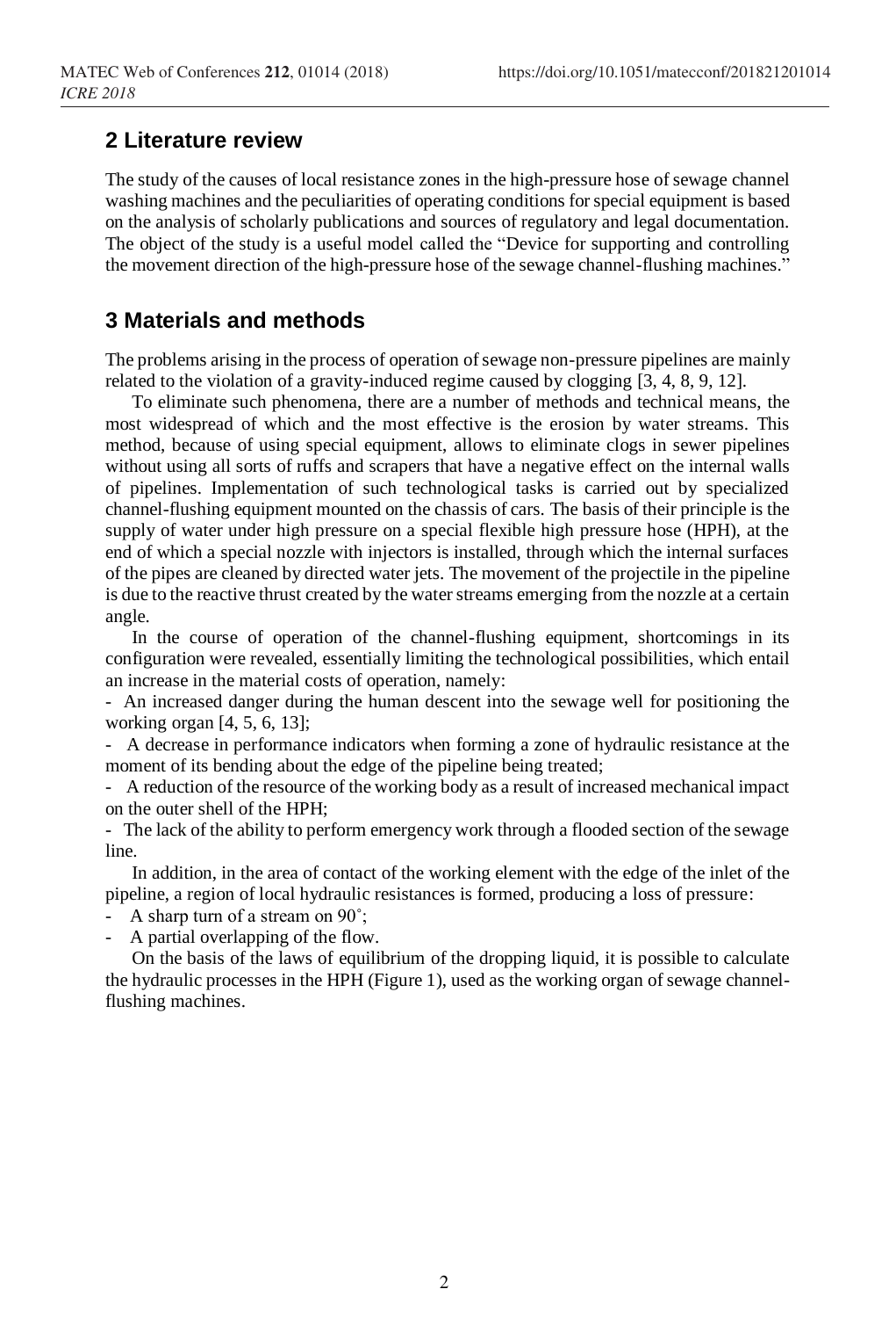## 2 Literature review

The study of the causes of local resistance zones in the high-pressure hose of sewage channel washing machines and the peculiarities of operating conditions for special equipment is based on the analysis of scholarly publications and sources of regulatory and legal documentation. The object of the study is a useful model called the "Device for supporting and controlling the movement direction of the high-pressure hose of the sewage channel-flushing machines."

## 3 Materials and methods

The problems arising in the process of operation of sewage non-pressure pipelines are mainly related to the violation of a gravity-induced regime caused by clogging [3, 4, 8, 9, 12].

To eliminate such phenomena, there are a number of methods and technical means, the most widespread of which and the most effective is the erosion by water streams. This method, because of using special equipment, allows to eliminate clogs in sewer pipelines without using all sorts of ruffs and scrapers that have a negative effect on the internal walls of pipelines. Implementation of such technological tasks is carried out by specialized channel-flushing equipment mounted on the chassis of cars. The basis of their principle is the supply of water under high pressure on a special flexible high pressure hose (HPH), at the end of which a special nozzle with injectors is installed, through which the internal surfaces of the pipes are cleaned by directed water jets. The movement of the projectile in the pipeline is due to the reactive thrust created by the water streams emerging from the nozzle at a certain angle.

In the course of operation of the channel-flushing equipment, shortcomings in its configuration were revealed, essentially limiting the technological possibilities, which entail an increase in the material costs of operation, namely:

- An increased danger during the human descent into the sewage well for positioning the working organ [4, 5, 6, 13];
- A decrease in performance indicators when forming a zone of hydraulic resistance at the moment of its bending about the edge of the pipeline being treated;
- A reduction of the resource of the working body as a result of increased mechanical impact on the outer shell of the HPH;
- The lack of the ability to perform emergency work through a flooded section of the sewage line.

In addition, in the area of contact of the working element with the edge of the inlet of the pipeline, a region of local hydraulic resistances is formed, producing a loss of pressure:

- A sharp turn of a stream on 90˚;
- A partial overlapping of the flow.

On the basis of the laws of equilibrium of the dropping liquid, it is possible to calculate the hydraulic processes in the HPH (Figure 1), used as the working organ of sewage channel-flushing machines.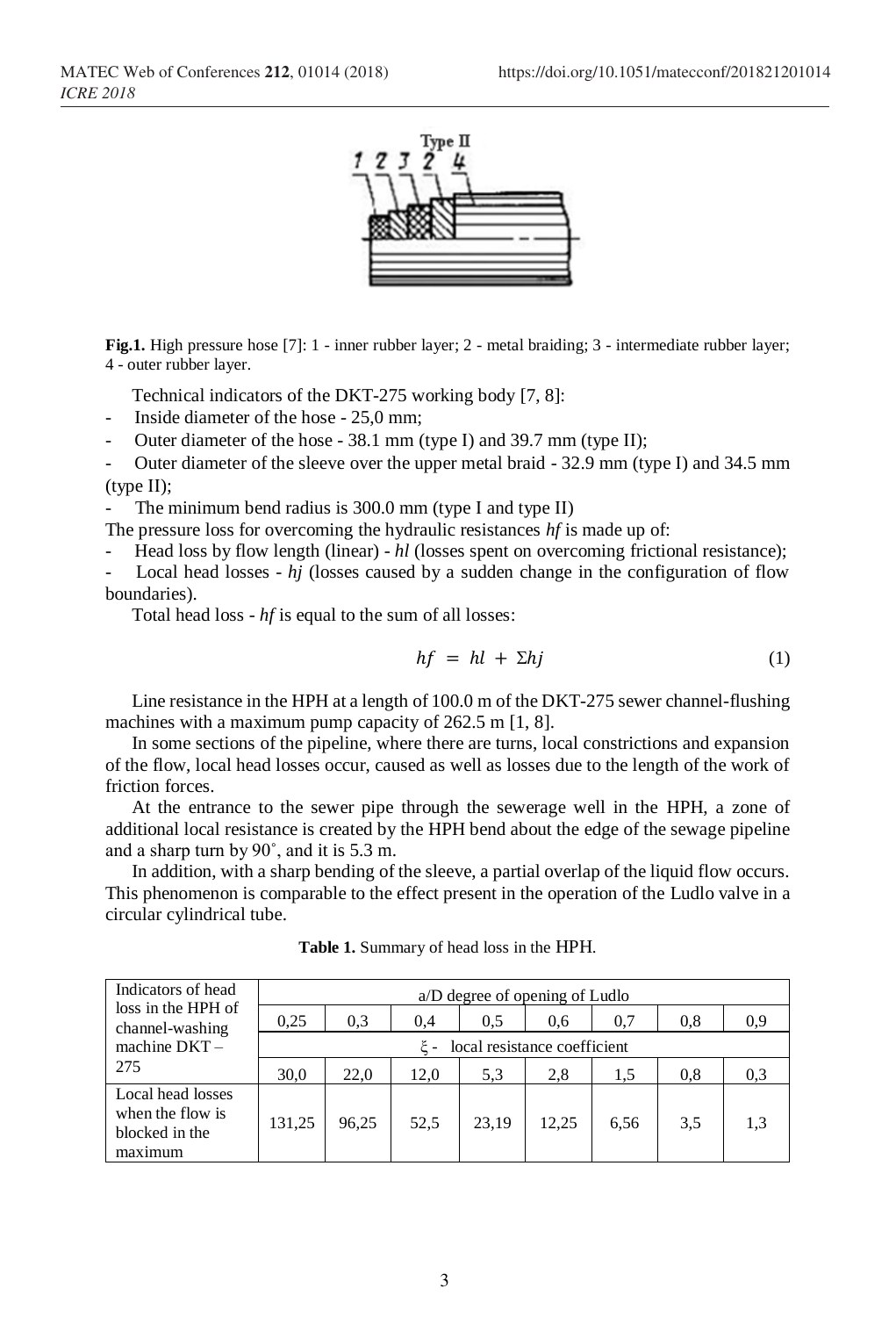**Fig.1.** High pressure hose [7]: 1 - inner rubber layer; 2 - metal braiding; 3 - intermediate rubber layer; 4 - outer rubber layer.

Technical indicators of the DKT-275 working body [7, 8]:

- Inside diameter of the hose - 25,0 mm;
- Outer diameter of the hose - 38.1 mm (type I) and 39.7 mm (type II);
- Outer diameter of the sleeve over the upper metal braid - 32.9 mm (type I) and 34.5 mm (type II);
- The minimum bend radius is 300.0 mm (type I and type II)

The pressure loss for overcoming the hydraulic resistances *hf* is made up of:

- Head loss by flow length (linear) - *hl* (losses spent on overcoming frictional resistance);
- Local head losses - *hj* (losses caused by a sudden change in the configuration of flow boundaries).

Total head loss - *hf* is equal to the sum of all losses:

$$hf = hl + \Sigma hj \quad (1)$$

Line resistance in the HPH at a length of 100.0 m of the DKT-275 sewer channel-flushing machines with a maximum pump capacity of 262.5 m [1, 8].

In some sections of the pipeline, where there are turns, local constrictions and expansion of the flow, local head losses occur, caused as well as losses due to the length of the work of friction forces.

At the entrance to the sewer pipe through the sewerage well in the HPH, a zone of additional local resistance is created by the HPH bend about the edge of the sewage pipeline and a sharp turn by 90˚, and it is 5.3 m.

In addition, with a sharp bending of the sleeve, a partial overlap of the liquid flow occurs. This phenomenon is comparable to the effect present in the operation of the Ludlo valve in a circular cylindrical tube.

**Table 1.** Summary of head loss in the HPH.

| Indicators of head loss in the HPH of channel-washing machine DKT – 275 | a/D degree of opening of Ludlo | | | | | | | |
|---|---|---|---|---|---|---|---|---|
| | 0,25 | 0,3 | 0,4 | 0,5 | 0,6 | 0,7 | 0,8 | 0,9 |
| | ξ - local resistance coefficient | | | | | | | |
| | 30,0 | 22,0 | 12,0 | 5,3 | 2,8 | 1,5 | 0,8 | 0,3 |
| Local head losses when the flow is blocked in the maximum | 131,25 | 96,25 | 52,5 | 23,19 | 12,25 | 6,56 | 3,5 | 1,3 |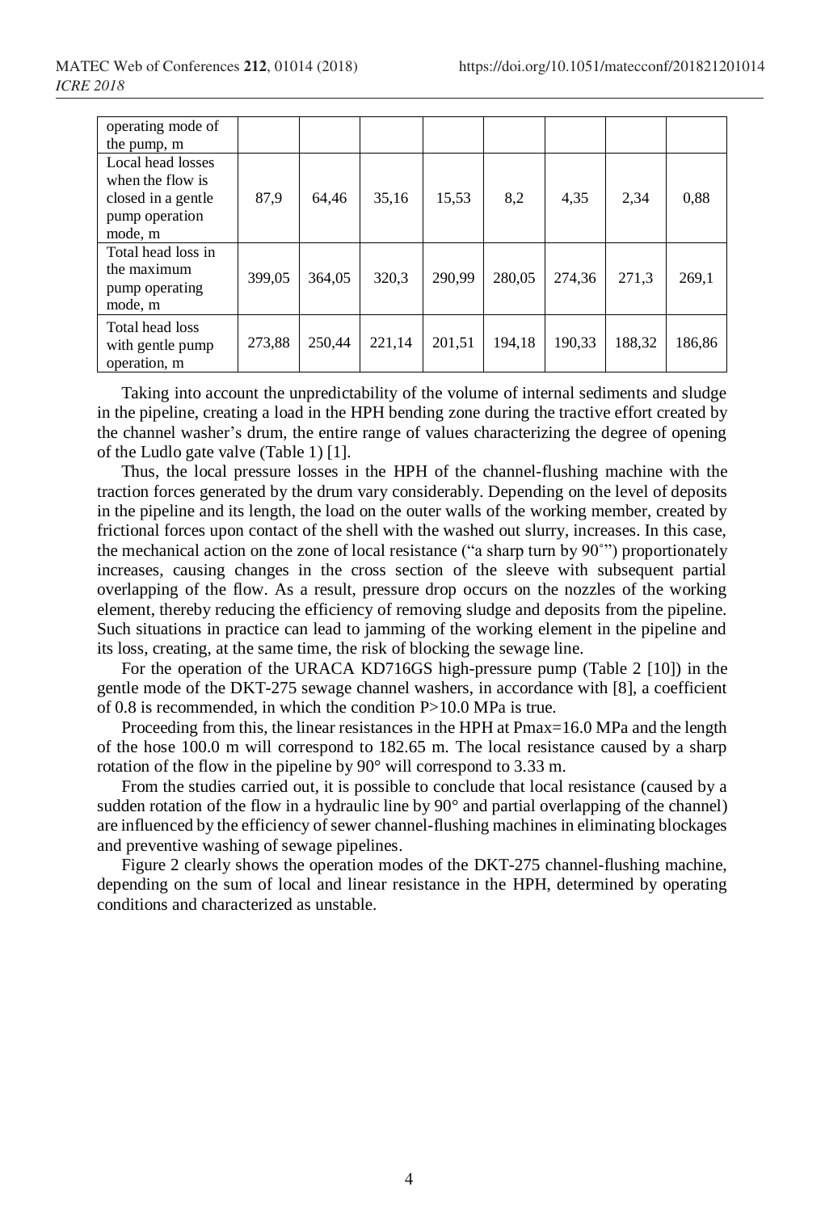| operating mode of the pump, m | | | | | | | | |
|---|---|---|---|---|---|---|---|---|
| Local head losses when the flow is closed in a gentle pump operation mode, m | 87,9 | 64,46 | 35,16 | 15,53 | 8,2 | 4,35 | 2,34 | 0,88 |
| Total head loss in the maximum pump operating mode, m | 399,05 | 364,05 | 320,3 | 290,99 | 280,05 | 274,36 | 271,3 | 269,1 |
| Total head loss with gentle pump operation, m | 273,88 | 250,44 | 221,14 | 201,51 | 194,18 | 190,33 | 188,32 | 186,86 |

Taking into account the unpredictability of the volume of internal sediments and sludge in the pipeline, creating a load in the HPH bending zone during the tractive effort created by the channel washer's drum, the entire range of values characterizing the degree of opening of the Ludlo gate valve (Table 1) [1].

Thus, the local pressure losses in the HPH of the channel-flushing machine with the traction forces generated by the drum vary considerably. Depending on the level of deposits in the pipeline and its length, the load on the outer walls of the working member, created by frictional forces upon contact of the shell with the washed out slurry, increases. In this case, the mechanical action on the zone of local resistance ("a sharp turn by 90°") proportionately increases, causing changes in the cross section of the sleeve with subsequent partial overlapping of the flow. As a result, pressure drop occurs on the nozzles of the working element, thereby reducing the efficiency of removing sludge and deposits from the pipeline. Such situations in practice can lead to jamming of the working element in the pipeline and its loss, creating, at the same time, the risk of blocking the sewage line.

For the operation of the URACA KD716GS high-pressure pump (Table 2 [10]) in the gentle mode of the DKT-275 sewage channel washers, in accordance with [8], a coefficient of 0.8 is recommended, in which the condition P>10.0 MPa is true.

Proceeding from this, the linear resistances in the HPH at Pmax=16.0 MPa and the length of the hose 100.0 m will correspond to 182.65 m. The local resistance caused by a sharp rotation of the flow in the pipeline by 90° will correspond to 3.33 m.

From the studies carried out, it is possible to conclude that local resistance (caused by a sudden rotation of the flow in a hydraulic line by 90° and partial overlapping of the channel) are influenced by the efficiency of sewer channel-flushing machines in eliminating blockages and preventive washing of sewage pipelines.

Figure 2 clearly shows the operation modes of the DKT-275 channel-flushing machine, depending on the sum of local and linear resistance in the HPH, determined by operating conditions and characterized as unstable.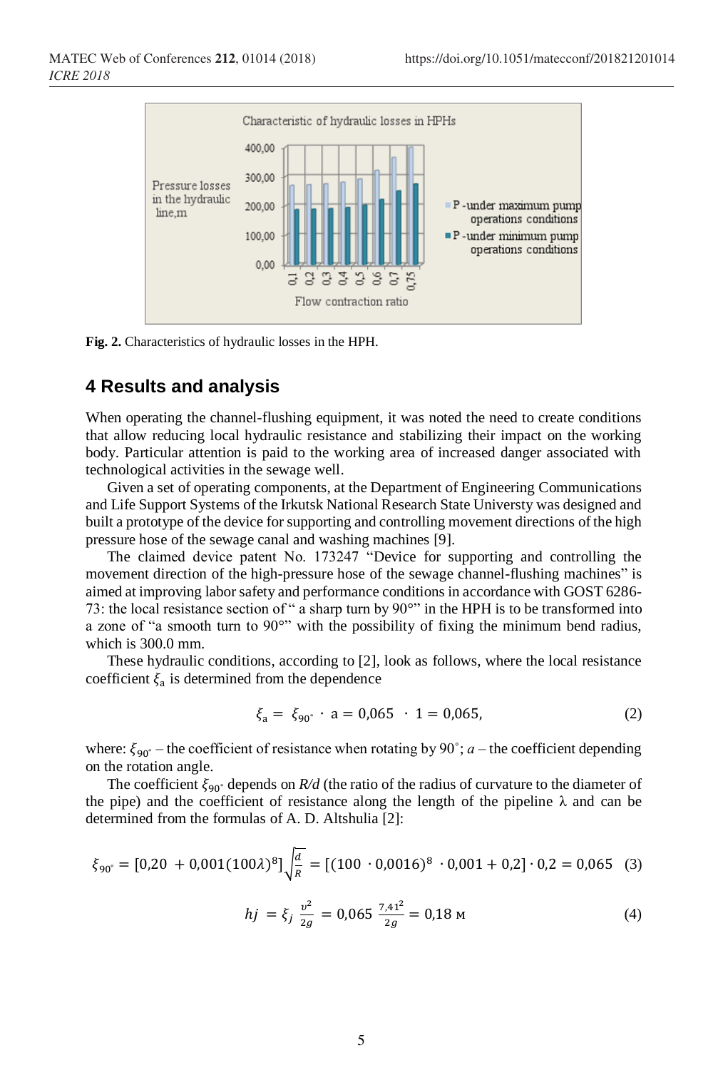Fig. 2. Characteristics of hydraulic losses in the HPH.

## 4 Results and analysis

When operating the channel-flushing equipment, it was noted the need to create conditions that allow reducing local hydraulic resistance and stabilizing their impact on the working body. Particular attention is paid to the working area of increased danger associated with technological activities in the sewage well.

Given a set of operating components, at the Department of Engineering Communications and Life Support Systems of the Irkutsk National Research State Universty was designed and built a prototype of the device for supporting and controlling movement directions of the high pressure hose of the sewage canal and washing machines [9].

The claimed device patent No. 173247 "Device for supporting and controlling the movement direction of the high-pressure hose of the sewage channel-flushing machines" is aimed at improving labor safety and performance conditions in accordance with GOST 6286-73: the local resistance section of " a sharp turn by 90°" in the HPH is to be transformed into a zone of "a smooth turn to 90°" with the possibility of fixing the minimum bend radius, which is 300.0 mm.

These hydraulic conditions, according to [2], look as follows, where the local resistance coefficient $\xi_a$ is determined from the dependence

$$\xi_a = \xi_{90^\circ} \cdot a = 0{,}065 \cdot 1 = 0{,}065, \tag{2}$$

where: $\xi_{90^\circ}$ – the coefficient of resistance when rotating by 90˚; $a$ – the coefficient depending on the rotation angle.

The coefficient $\xi_{90^\circ}$ depends on $R/d$ (the ratio of the radius of curvature to the diameter of the pipe) and the coefficient of resistance along the length of the pipeline λ and can be determined from the formulas of A. D. Altshulia [2]:

$$\xi_{90^\circ} = [0{,}20 + 0{,}001(100\lambda)^8]\sqrt{\frac{d}{R}} = [(100 \cdot 0{,}0016)^8 \cdot 0{,}001 + 0{,}2] \cdot 0{,}2 = 0{,}065 \tag{3}$$

$$hj = \xi_j \frac{v^2}{2g} = 0{,}065 \frac{7{,}41^2}{2g} = 0{,}18 \text{ м} \tag{4}$$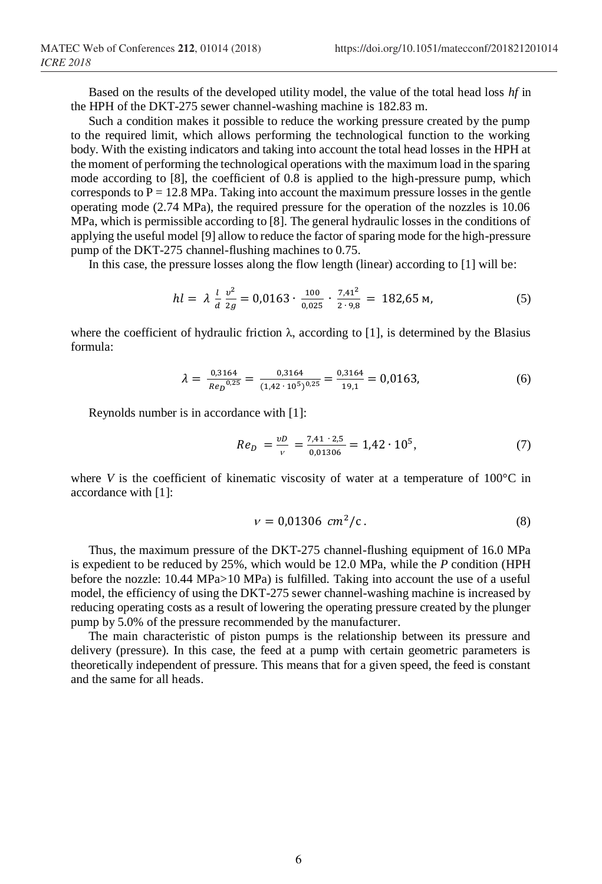Based on the results of the developed utility model, the value of the total head loss *hf* in the HPH of the DKT-275 sewer channel-washing machine is 182.83 m.

Such a condition makes it possible to reduce the working pressure created by the pump to the required limit, which allows performing the technological function to the working body. With the existing indicators and taking into account the total head losses in the HPH at the moment of performing the technological operations with the maximum load in the sparing mode according to [8], the coefficient of 0.8 is applied to the high-pressure pump, which corresponds to P = 12.8 MPa. Taking into account the maximum pressure losses in the gentle operating mode (2.74 MPa), the required pressure for the operation of the nozzles is 10.06 MPa, which is permissible according to [8]. The general hydraulic losses in the conditions of applying the useful model [9] allow to reduce the factor of sparing mode for the high-pressure pump of the DKT-275 channel-flushing machines to 0.75.

In this case, the pressure losses along the flow length (linear) according to [1] will be:

$$hl = \lambda \frac{l}{d} \frac{v^2}{2g} = 0{,}0163 \cdot \frac{100}{0{,}025} \cdot \frac{7{,}41^2}{2 \cdot 9{,}8} = 182{,}65 \text{ м}, \tag{5}$$

where the coefficient of hydraulic friction λ, according to [1], is determined by the Blasius formula:

$$\lambda = \frac{0{,}3164}{Re_D^{\ 0{,}25}} = \frac{0{,}3164}{(1{,}42 \cdot 10^5)^{0{,}25}} = \frac{0{,}3164}{19{,}1} = 0{,}0163, \tag{6}$$

Reynolds number is in accordance with [1]:

$$Re_D = \frac{vD}{\nu} = \frac{7{,}41 \cdot 2{,}5}{0{,}01306} = 1{,}42 \cdot 10^5, \tag{7}$$

where *V* is the coefficient of kinematic viscosity of water at a temperature of 100°C in accordance with [1]:

$$\nu = 0{,}01306 \ cm^2/\text{c}\,. \tag{8}$$

Thus, the maximum pressure of the DKT-275 channel-flushing equipment of 16.0 MPa is expedient to be reduced by 25%, which would be 12.0 MPa, while the *P* condition (HPH before the nozzle: 10.44 MPa>10 MPa) is fulfilled. Taking into account the use of a useful model, the efficiency of using the DKT-275 sewer channel-washing machine is increased by reducing operating costs as a result of lowering the operating pressure created by the plunger pump by 5.0% of the pressure recommended by the manufacturer.

The main characteristic of piston pumps is the relationship between its pressure and delivery (pressure). In this case, the feed at a pump with certain geometric parameters is theoretically independent of pressure. This means that for a given speed, the feed is constant and the same for all heads.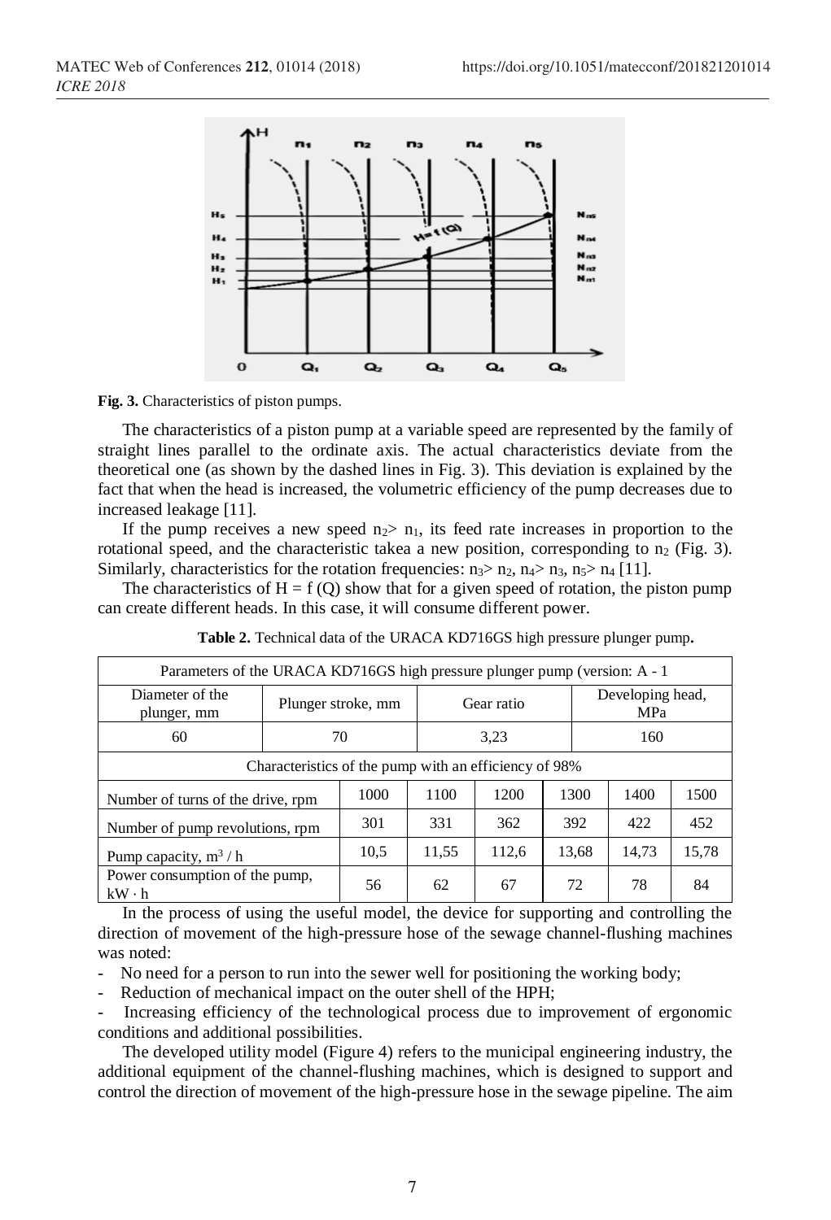**Fig. 3.** Characteristics of piston pumps.

The characteristics of a piston pump at a variable speed are represented by the family of straight lines parallel to the ordinate axis. The actual characteristics deviate from the theoretical one (as shown by the dashed lines in Fig. 3). This deviation is explained by the fact that when the head is increased, the volumetric efficiency of the pump decreases due to increased leakage [11].

If the pump receives a new speed $n_2 > n_1$, its feed rate increases in proportion to the rotational speed, and the characteristic takea a new position, corresponding to $n_2$ (Fig. 3). Similarly, characteristics for the rotation frequencies: $n_3 > n_2$, $n_4 > n_3$, $n_5 > n_4$ [11].

The characteristics of $H = f(Q)$ show that for a given speed of rotation, the piston pump can create different heads. In this case, it will consume different power.

**Table 2.** Technical data of the URACA KD716GS high pressure plunger pump**.**

| Parameters of the URACA KD716GS high pressure plunger pump (version: A - 1 | | | | | | |
|---|---|---|---|---|---|---|
| Diameter of the plunger, mm | Plunger stroke, mm | | Gear ratio | | Developing head, MPa | |
| 60 | 70 | | 3,23 | | 160 | |
| Characteristics of the pump with an efficiency of 98% | | | | | | |
| Number of turns of the drive, rpm | 1000 | 1100 | 1200 | 1300 | 1400 | 1500 |
| Number of pump revolutions, rpm | 301 | 331 | 362 | 392 | 422 | 452 |
| Pump capacity, $m^3$ / h | 10,5 | 11,55 | 112,6 | 13,68 | 14,73 | 15,78 |
| Power consumption of the pump, kW · h | 56 | 62 | 67 | 72 | 78 | 84 |

In the process of using the useful model, the device for supporting and controlling the direction of movement of the high-pressure hose of the sewage channel-flushing machines was noted:

- No need for a person to run into the sewer well for positioning the working body;
- Reduction of mechanical impact on the outer shell of the HPH;
- Increasing efficiency of the technological process due to improvement of ergonomic conditions and additional possibilities.

The developed utility model (Figure 4) refers to the municipal engineering industry, the additional equipment of the channel-flushing machines, which is designed to support and control the direction of movement of the high-pressure hose in the sewage pipeline. The aim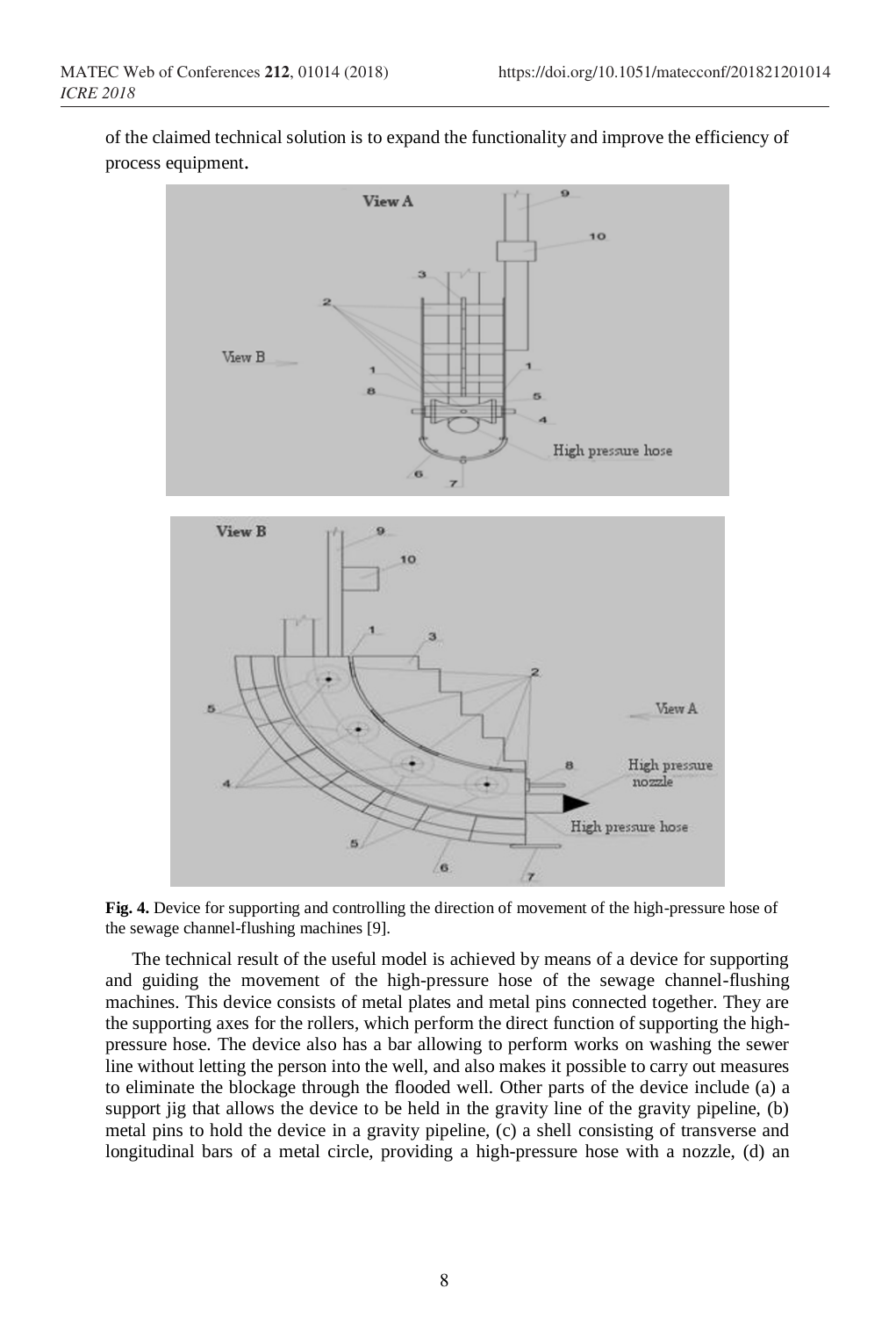of the claimed technical solution is to expand the functionality and improve the efficiency of process equipment.

**Fig. 4.** Device for supporting and controlling the direction of movement of the high-pressure hose of the sewage channel-flushing machines [9].

The technical result of the useful model is achieved by means of a device for supporting and guiding the movement of the high-pressure hose of the sewage channel-flushing machines. This device consists of metal plates and metal pins connected together. They are the supporting axes for the rollers, which perform the direct function of supporting the high-pressure hose. The device also has a bar allowing to perform works on washing the sewer line without letting the person into the well, and also makes it possible to carry out measures to eliminate the blockage through the flooded well. Other parts of the device include (a) a support jig that allows the device to be held in the gravity line of the gravity pipeline, (b) metal pins to hold the device in a gravity pipeline, (c) a shell consisting of transverse and longitudinal bars of a metal circle, providing a high-pressure hose with a nozzle, (d) an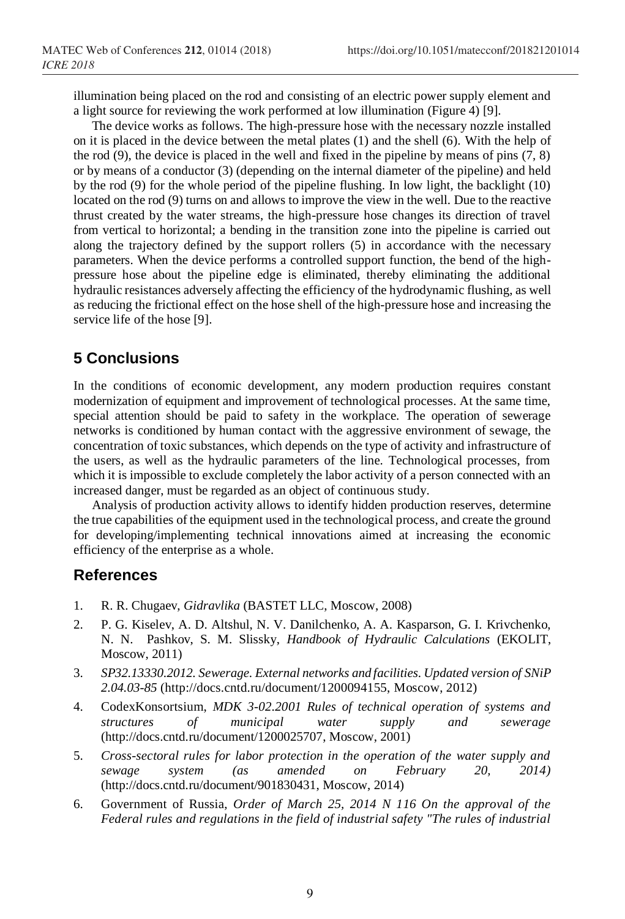illumination being placed on the rod and consisting of an electric power supply element and a light source for reviewing the work performed at low illumination (Figure 4) [9].

The device works as follows. The high-pressure hose with the necessary nozzle installed on it is placed in the device between the metal plates (1) and the shell (6). With the help of the rod (9), the device is placed in the well and fixed in the pipeline by means of pins (7, 8) or by means of a conductor (3) (depending on the internal diameter of the pipeline) and held by the rod (9) for the whole period of the pipeline flushing. In low light, the backlight (10) located on the rod (9) turns on and allows to improve the view in the well. Due to the reactive thrust created by the water streams, the high-pressure hose changes its direction of travel from vertical to horizontal; a bending in the transition zone into the pipeline is carried out along the trajectory defined by the support rollers (5) in accordance with the necessary parameters. When the device performs a controlled support function, the bend of the high-pressure hose about the pipeline edge is eliminated, thereby eliminating the additional hydraulic resistances adversely affecting the efficiency of the hydrodynamic flushing, as well as reducing the frictional effect on the hose shell of the high-pressure hose and increasing the service life of the hose [9].

## 5 Conclusions

In the conditions of economic development, any modern production requires constant modernization of equipment and improvement of technological processes. At the same time, special attention should be paid to safety in the workplace. The operation of sewerage networks is conditioned by human contact with the aggressive environment of sewage, the concentration of toxic substances, which depends on the type of activity and infrastructure of the users, as well as the hydraulic parameters of the line. Technological processes, from which it is impossible to exclude completely the labor activity of a person connected with an increased danger, must be regarded as an object of continuous study.

Analysis of production activity allows to identify hidden production reserves, determine the true capabilities of the equipment used in the technological process, and create the ground for developing/implementing technical innovations aimed at increasing the economic efficiency of the enterprise as a whole.

## References

1. R. R. Chugaev, *Gidravlika* (BASTET LLC, Moscow, 2008)
2. P. G. Kiselev, A. D. Altshul, N. V. Danilchenko, A. A. Kasparson, G. I. Krivchenko, N. N. Pashkov, S. M. Slissky, *Handbook of Hydraulic Calculations* (EKOLIT, Moscow, 2011)
3. *SP32.13330.2012. Sewerage. External networks and facilities. Updated version of SNiP 2.04.03-85* (http://docs.cntd.ru/document/1200094155, Moscow, 2012)
4. CodexKonsortsium, *MDK 3-02.2001 Rules of technical operation of systems and structures of municipal water supply and sewerage* (http://docs.cntd.ru/document/1200025707, Moscow, 2001)
5. *Cross-sectoral rules for labor protection in the operation of the water supply and sewage system (as amended on February 20, 2014)* (http://docs.cntd.ru/document/901830431, Moscow, 2014)
6. Government of Russia, *Order of March 25, 2014 N 116 On the approval of the Federal rules and regulations in the field of industrial safety "The rules of industrial*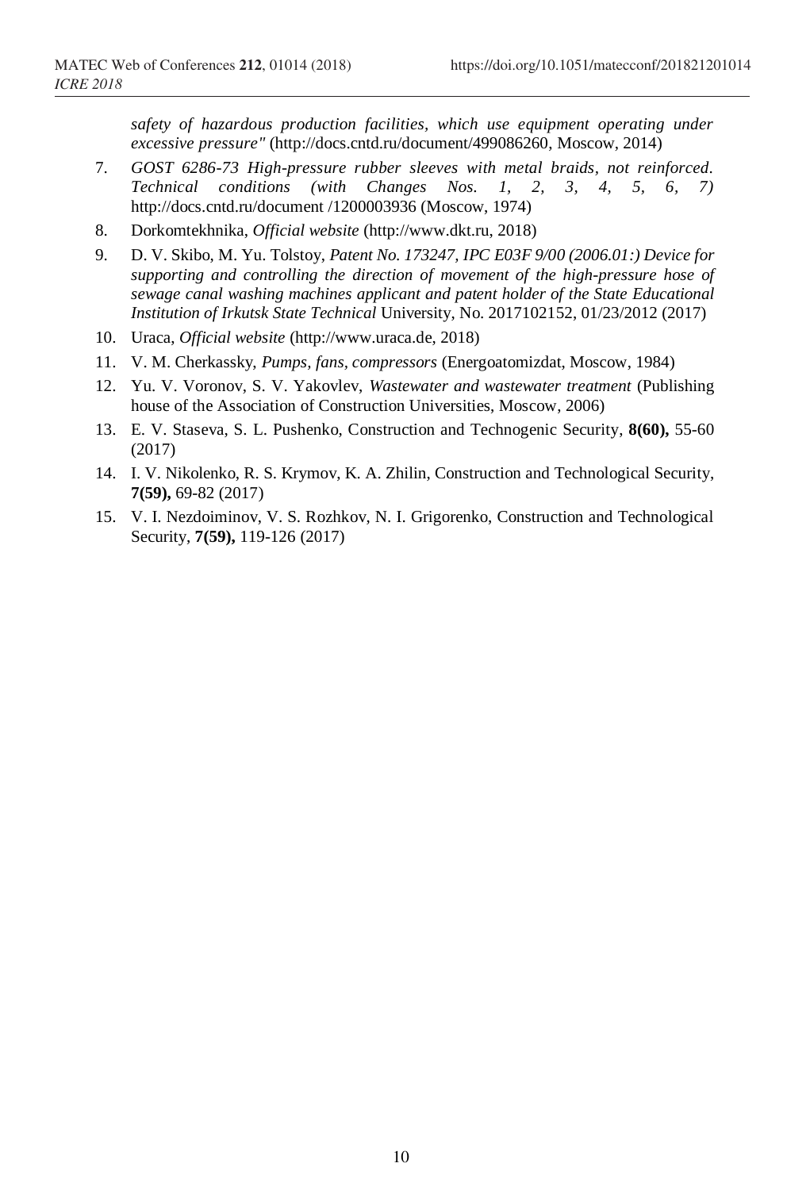*safety of hazardous production facilities, which use equipment operating under excessive pressure"* (http://docs.cntd.ru/document/499086260, Moscow, 2014)

7. *GOST 6286-73 High-pressure rubber sleeves with metal braids, not reinforced. Technical conditions (with Changes Nos. 1, 2, 3, 4, 5, 6, 7)* http://docs.cntd.ru/document /1200003936 (Moscow, 1974)
8. Dorkomtekhnika, *Official website* (http://www.dkt.ru, 2018)
9. D. V. Skibo, M. Yu. Tolstoy, *Patent No. 173247, IPC E03F 9/00 (2006.01:) Device for supporting and controlling the direction of movement of the high-pressure hose of sewage canal washing machines applicant and patent holder of the State Educational Institution of Irkutsk State Technical* University, No. 2017102152, 01/23/2012 (2017)
10. Uraca, *Official website* (http://www.uraca.de, 2018)
11. V. M. Cherkassky, *Pumps, fans, compressors* (Energoatomizdat, Moscow, 1984)
12. Yu. V. Voronov, S. V. Yakovlev, *Wastewater and wastewater treatment* (Publishing house of the Association of Construction Universities, Moscow, 2006)
13. E. V. Staseva, S. L. Pushenko, Construction and Technogenic Security, **8(60),** 55-60 (2017)
14. I. V. Nikolenko, R. S. Krymov, K. A. Zhilin, Construction and Technological Security, **7(59),** 69-82 (2017)
15. V. I. Nezdoiminov, V. S. Rozhkov, N. I. Grigorenko, Construction and Technological Security, **7(59),** 119-126 (2017)